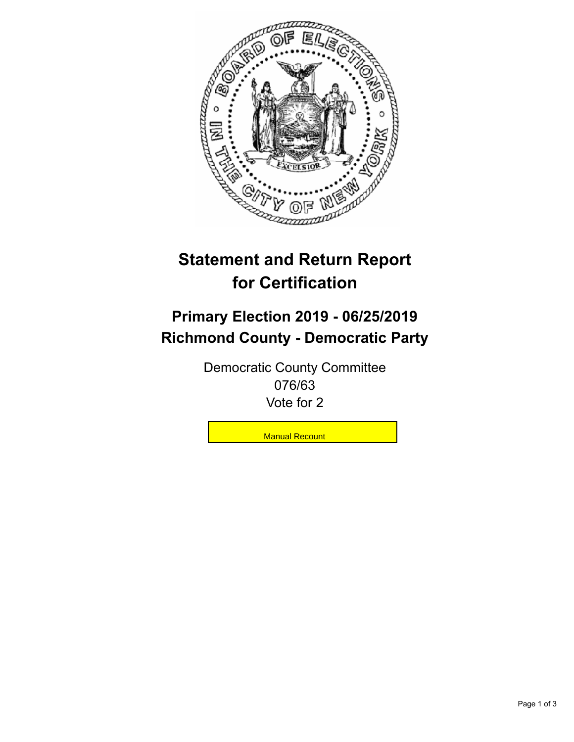# Statement and Return Report for Certification

## Primary Election 2019 - 06/25/2019
## Richmond County - Democratic Party

Democratic County Committee
076/63
Vote for 2

Manual Recount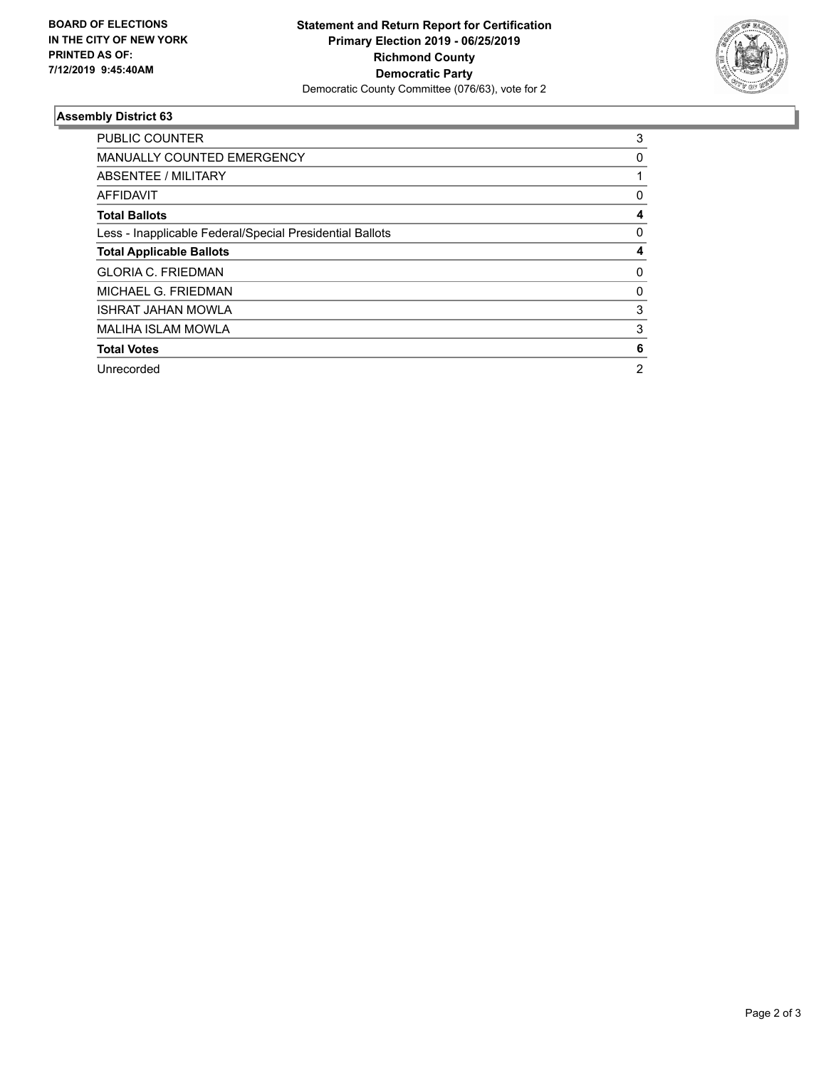**BOARD OF ELECTIONS IN THE CITY OF NEW YORK PRINTED AS OF: 7/12/2019 9:45:40AM**

**Statement and Return Report for Certification Primary Election 2019 - 06/25/2019 Richmond County Democratic Party**

Democratic County Committee (076/63), vote for 2

### Assembly District 63

| | |
|---|---|
| PUBLIC COUNTER | 3 |
| MANUALLY COUNTED EMERGENCY | 0 |
| ABSENTEE / MILITARY | 1 |
| AFFIDAVIT | 0 |
| **Total Ballots** | **4** |
| Less - Inapplicable Federal/Special Presidential Ballots | 0 |
| **Total Applicable Ballots** | **4** |
| GLORIA C. FRIEDMAN | 0 |
| MICHAEL G. FRIEDMAN | 0 |
| ISHRAT JAHAN MOWLA | 3 |
| MALIHA ISLAM MOWLA | 3 |
| **Total Votes** | **6** |
| Unrecorded | 2 |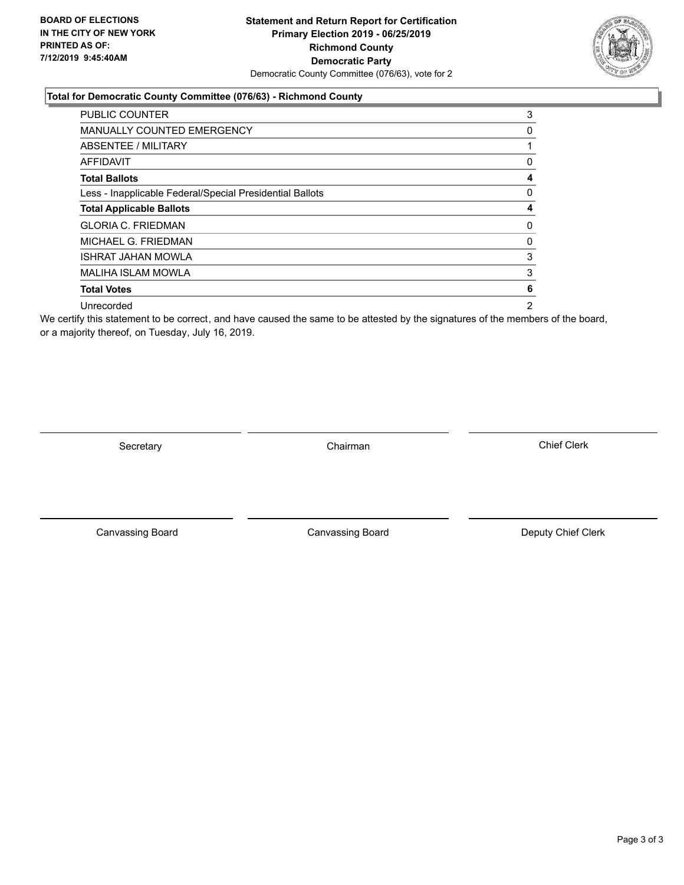**BOARD OF ELECTIONS**
**IN THE CITY OF NEW YORK**
**PRINTED AS OF:**
**7/12/2019 9:45:40AM**

**Statement and Return Report for Certification**
**Primary Election 2019 - 06/25/2019**
**Richmond County**
**Democratic Party**
Democratic County Committee (076/63), vote for 2

### Total for Democratic County Committee (076/63) - Richmond County

| | |
|---|---|
| PUBLIC COUNTER | 3 |
| MANUALLY COUNTED EMERGENCY | 0 |
| ABSENTEE / MILITARY | 1 |
| AFFIDAVIT | 0 |
| **Total Ballots** | **4** |
| Less - Inapplicable Federal/Special Presidential Ballots | 0 |
| **Total Applicable Ballots** | **4** |
| GLORIA C. FRIEDMAN | 0 |
| MICHAEL G. FRIEDMAN | 0 |
| ISHRAT JAHAN MOWLA | 3 |
| MALIHA ISLAM MOWLA | 3 |
| **Total Votes** | **6** |
| Unrecorded | 2 |

We certify this statement to be correct, and have caused the same to be attested by the signatures of the members of the board, or a majority thereof, on Tuesday, July 16, 2019.

Secretary

Chairman

Chief Clerk

Canvassing Board

Canvassing Board

Deputy Chief Clerk